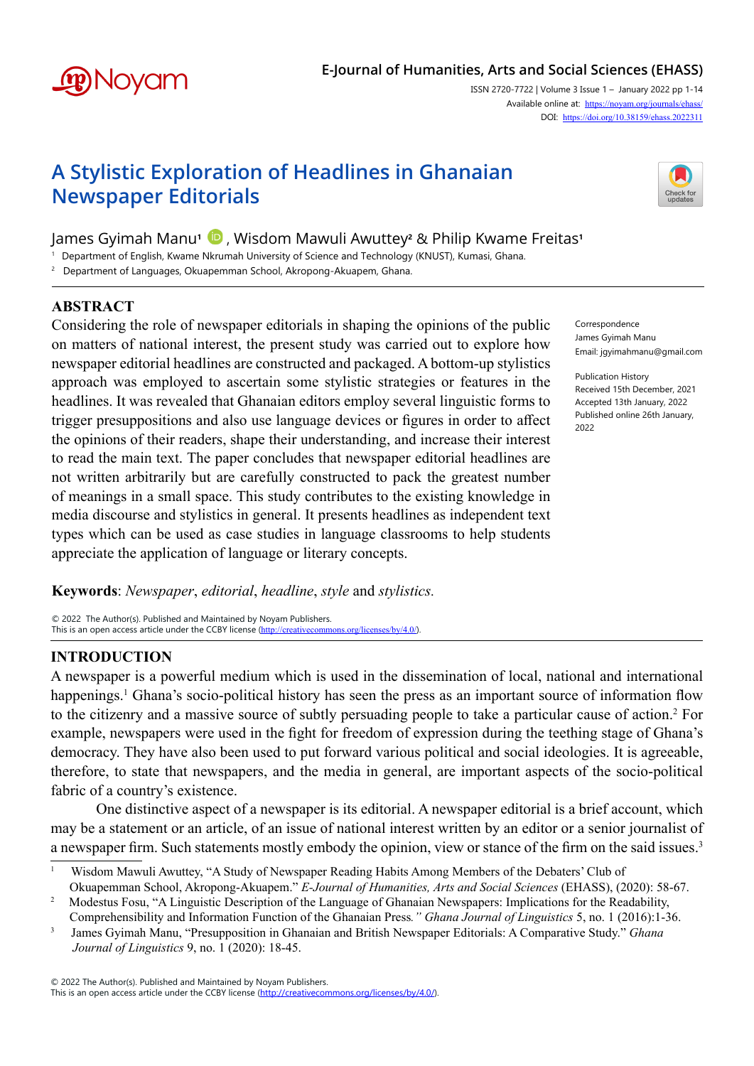# A Stylistic Exploration of Headlines in Ghanaian Newspaper Editorials

James Gyimah Manu[1], Wisdom Mawuli Awuttey[2] & Philip Kwame Freitas[1]

[1] Department of English, Kwame Nkrumah University of Science and Technology (KNUST), Kumasi, Ghana.
[2] Department of Languages, Okuapemman School, Akropong-Akuapem, Ghana.

## ABSTRACT

Considering the role of newspaper editorials in shaping the opinions of the public on matters of national interest, the present study was carried out to explore how newspaper editorial headlines are constructed and packaged. A bottom-up stylistics approach was employed to ascertain some stylistic strategies or features in the headlines. It was revealed that Ghanaian editors employ several linguistic forms to trigger presuppositions and also use language devices or figures in order to affect the opinions of their readers, shape their understanding, and increase their interest to read the main text. The paper concludes that newspaper editorial headlines are not written arbitrarily but are carefully constructed to pack the greatest number of meanings in a small space. This study contributes to the existing knowledge in media discourse and stylistics in general. It presents headlines as independent text types which can be used as case studies in language classrooms to help students appreciate the application of language or literary concepts.

Correspondence
James Gyimah Manu
Email: jgyimahmanu@gmail.com

Publication History
Received 15th December, 2021
Accepted 13th January, 2022
Published online 26th January, 2022

**Keywords**: *Newspaper*, *editorial*, *headline*, *style* and *stylistics.*

© 2022 The Author(s). Published and Maintained by Noyam Publishers.
This is an open access article under the CCBY license (http://creativecommons.org/licenses/by/4.0/).

## INTRODUCTION

A newspaper is a powerful medium which is used in the dissemination of local, national and international happenings.[1] Ghana's socio-political history has seen the press as an important source of information flow to the citizenry and a massive source of subtly persuading people to take a particular cause of action.[2] For example, newspapers were used in the fight for freedom of expression during the teething stage of Ghana's democracy. They have also been used to put forward various political and social ideologies. It is agreeable, therefore, to state that newspapers, and the media in general, are important aspects of the socio-political fabric of a country's existence.

One distinctive aspect of a newspaper is its editorial. A newspaper editorial is a brief account, which may be a statement or an article, of an issue of national interest written by an editor or a senior journalist of a newspaper firm. Such statements mostly embody the opinion, view or stance of the firm on the said issues.[3]

[1] Wisdom Mawuli Awuttey, "A Study of Newspaper Reading Habits Among Members of the Debaters' Club of Okuapemman School, Akropong-Akuapem." *E-Journal of Humanities, Arts and Social Sciences* (EHASS), (2020): 58-67.

[2] Modestus Fosu, "A Linguistic Description of the Language of Ghanaian Newspapers: Implications for the Readability, Comprehensibility and Information Function of the Ghanaian Press*." Ghana Journal of Linguistics* 5, no. 1 (2016):1-36.

[3] James Gyimah Manu, "Presupposition in Ghanaian and British Newspaper Editorials: A Comparative Study." *Ghana Journal of Linguistics* 9, no. 1 (2020): 18-45.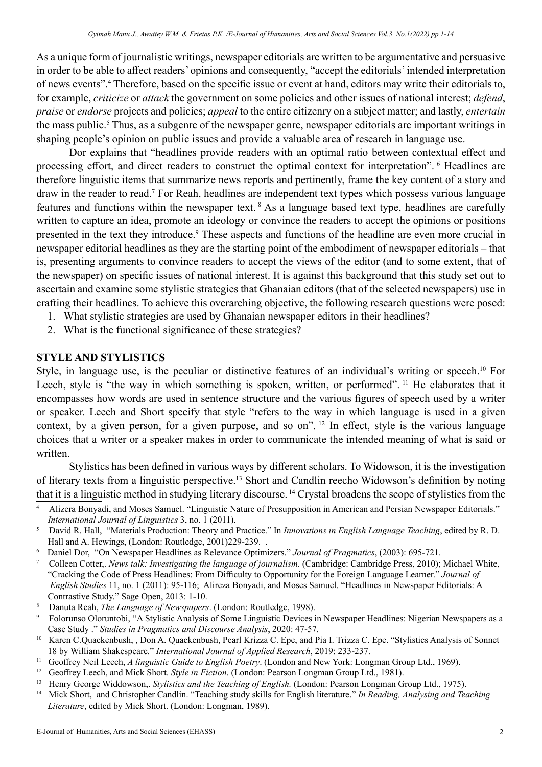As a unique form of journalistic writings, newspaper editorials are written to be argumentative and persuasive in order to be able to affect readers' opinions and consequently, "accept the editorials' intended interpretation of news events".[4] Therefore, based on the specific issue or event at hand, editors may write their editorials to, for example, *criticize* or *attack* the government on some policies and other issues of national interest; *defend*, *praise* or *endorse* projects and policies; *appeal* to the entire citizenry on a subject matter; and lastly, *entertain* the mass public.[5] Thus, as a subgenre of the newspaper genre, newspaper editorials are important writings in shaping people's opinion on public issues and provide a valuable area of research in language use.

Dor explains that "headlines provide readers with an optimal ratio between contextual effect and processing effort, and direct readers to construct the optimal context for interpretation". [6] Headlines are therefore linguistic items that summarize news reports and pertinently, frame the key content of a story and draw in the reader to read.[7] For Reah, headlines are independent text types which possess various language features and functions within the newspaper text. [8] As a language based text type, headlines are carefully written to capture an idea, promote an ideology or convince the readers to accept the opinions or positions presented in the text they introduce.[9] These aspects and functions of the headline are even more crucial in newspaper editorial headlines as they are the starting point of the embodiment of newspaper editorials – that is, presenting arguments to convince readers to accept the views of the editor (and to some extent, that of the newspaper) on specific issues of national interest. It is against this background that this study set out to ascertain and examine some stylistic strategies that Ghanaian editors (that of the selected newspapers) use in crafting their headlines. To achieve this overarching objective, the following research questions were posed:

1. What stylistic strategies are used by Ghanaian newspaper editors in their headlines?
2. What is the functional significance of these strategies?

## STYLE AND STYLISTICS

Style, in language use, is the peculiar or distinctive features of an individual's writing or speech.[10] For Leech, style is "the way in which something is spoken, written, or performed". [11] He elaborates that it encompasses how words are used in sentence structure and the various figures of speech used by a writer or speaker. Leech and Short specify that style "refers to the way in which language is used in a given context, by a given person, for a given purpose, and so on". [12] In effect, style is the various language choices that a writer or a speaker makes in order to communicate the intended meaning of what is said or written.

Stylistics has been defined in various ways by different scholars. To Widowson, it is the investigation of literary texts from a linguistic perspective.[13] Short and Candlin reecho Widowson's definition by noting that it is a linguistic method in studying literary discourse. [14] Crystal broadens the scope of stylistics from the

---

[4] Alizera Bonyadi, and Moses Samuel. "Linguistic Nature of Presupposition in American and Persian Newspaper Editorials." *International Journal of Linguistics* 3, no. 1 (2011).

[5] David R. Hall, "Materials Production: Theory and Practice." In *Innovations in English Language Teaching*, edited by R. D. Hall and A. Hewings, (London: Routledge, 2001)229-239. .

[6] Daniel Dor, "On Newspaper Headlines as Relevance Optimizers." *Journal of Pragmatics*, (2003): 695-721.

[7] Colleen Cotter,. *News talk: Investigating the language of journalism*. (Cambridge: Cambridge Press, 2010); Michael White, "Cracking the Code of Press Headlines: From Difficulty to Opportunity for the Foreign Language Learner." *Journal of English Studies* 11, no. 1 (2011): 95-116; Alireza Bonyadi, and Moses Samuel. "Headlines in Newspaper Editorials: A Contrastive Study." Sage Open, 2013: 1-10.

[8] Danuta Reah, *The Language of Newspapers*. (London: Routledge, 1998).

[9] Folorunso Oloruntobi, "A Stylistic Analysis of Some Linguistic Devices in Newspaper Headlines: Nigerian Newspapers as a Case Study ." *Studies in Pragmatics and Discourse Analysis*, 2020: 47-57.

[10] Karen C.Quackenbush, , Don A. Quackenbush, Pearl Krizza C. Epe, and Pia I. Trizza C. Epe. "Stylistics Analysis of Sonnet 18 by William Shakespeare." *International Journal of Applied Research*, 2019: 233-237.

[11] Geoffrey Neil Leech, *A linguistic Guide to English Poetry*. (London and New York: Longman Group Ltd., 1969).

[12] Geoffrey Leech, and Mick Short. *Style in Fiction*. (London: Pearson Longman Group Ltd., 1981).

[13] Henry George Widdowson,. *Stylistics and the Teaching of English.* (London: Pearson Longman Group Ltd., 1975).

[14] Mick Short, and Christopher Candlin. "Teaching study skills for English literature." *In Reading, Analysing and Teaching Literature*, edited by Mick Short. (London: Longman, 1989).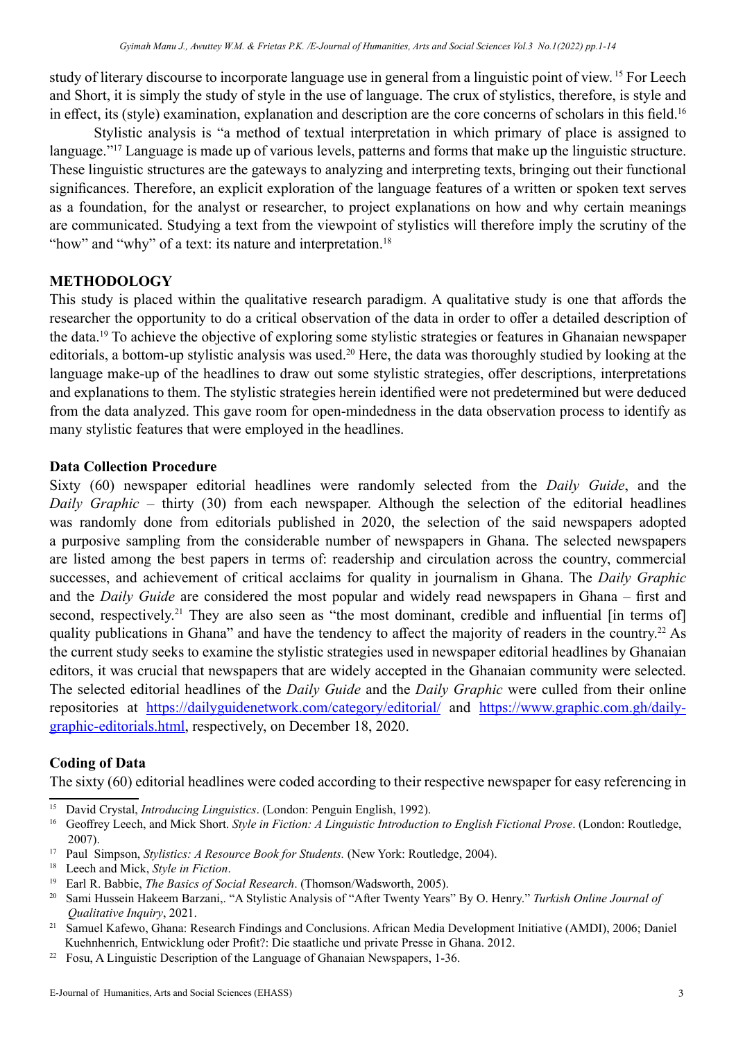study of literary discourse to incorporate language use in general from a linguistic point of view.[15] For Leech and Short, it is simply the study of style in the use of language. The crux of stylistics, therefore, is style and in effect, its (style) examination, explanation and description are the core concerns of scholars in this field.[16]

Stylistic analysis is "a method of textual interpretation in which primary of place is assigned to language."[17] Language is made up of various levels, patterns and forms that make up the linguistic structure. These linguistic structures are the gateways to analyzing and interpreting texts, bringing out their functional significances. Therefore, an explicit exploration of the language features of a written or spoken text serves as a foundation, for the analyst or researcher, to project explanations on how and why certain meanings are communicated. Studying a text from the viewpoint of stylistics will therefore imply the scrutiny of the "how" and "why" of a text: its nature and interpretation.[18]

## METHODOLOGY

This study is placed within the qualitative research paradigm. A qualitative study is one that affords the researcher the opportunity to do a critical observation of the data in order to offer a detailed description of the data.[19] To achieve the objective of exploring some stylistic strategies or features in Ghanaian newspaper editorials, a bottom-up stylistic analysis was used.[20] Here, the data was thoroughly studied by looking at the language make-up of the headlines to draw out some stylistic strategies, offer descriptions, interpretations and explanations to them. The stylistic strategies herein identified were not predetermined but were deduced from the data analyzed. This gave room for open-mindedness in the data observation process to identify as many stylistic features that were employed in the headlines.

### Data Collection Procedure

Sixty (60) newspaper editorial headlines were randomly selected from the *Daily Guide*, and the *Daily Graphic* – thirty (30) from each newspaper. Although the selection of the editorial headlines was randomly done from editorials published in 2020, the selection of the said newspapers adopted a purposive sampling from the considerable number of newspapers in Ghana. The selected newspapers are listed among the best papers in terms of: readership and circulation across the country, commercial successes, and achievement of critical acclaims for quality in journalism in Ghana. The *Daily Graphic* and the *Daily Guide* are considered the most popular and widely read newspapers in Ghana – first and second, respectively.[21] They are also seen as "the most dominant, credible and influential [in terms of] quality publications in Ghana" and have the tendency to affect the majority of readers in the country.[22] As the current study seeks to examine the stylistic strategies used in newspaper editorial headlines by Ghanaian editors, it was crucial that newspapers that are widely accepted in the Ghanaian community were selected. The selected editorial headlines of the *Daily Guide* and the *Daily Graphic* were culled from their online repositories at https://dailyguidenetwork.com/category/editorial/ and https://www.graphic.com.gh/daily-graphic-editorials.html, respectively, on December 18, 2020.

### Coding of Data

The sixty (60) editorial headlines were coded according to their respective newspaper for easy referencing in

---

[15] David Crystal, *Introducing Linguistics*. (London: Penguin English, 1992).

[16] Geoffrey Leech, and Mick Short. *Style in Fiction: A Linguistic Introduction to English Fictional Prose*. (London: Routledge, 2007).

[17] Paul Simpson, *Stylistics: A Resource Book for Students.* (New York: Routledge, 2004).

[18] Leech and Mick, *Style in Fiction*.

[19] Earl R. Babbie, *The Basics of Social Research*. (Thomson/Wadsworth, 2005).

[20] Sami Hussein Hakeem Barzani,. "A Stylistic Analysis of "After Twenty Years" By O. Henry." *Turkish Online Journal of Qualitative Inquiry*, 2021.

[21] Samuel Kafewo, Ghana: Research Findings and Conclusions. African Media Development Initiative (AMDI), 2006; Daniel Kuehnhenrich, Entwicklung oder Profit?: Die staatliche und private Presse in Ghana. 2012.

[22] Fosu, A Linguistic Description of the Language of Ghanaian Newspapers, 1-36.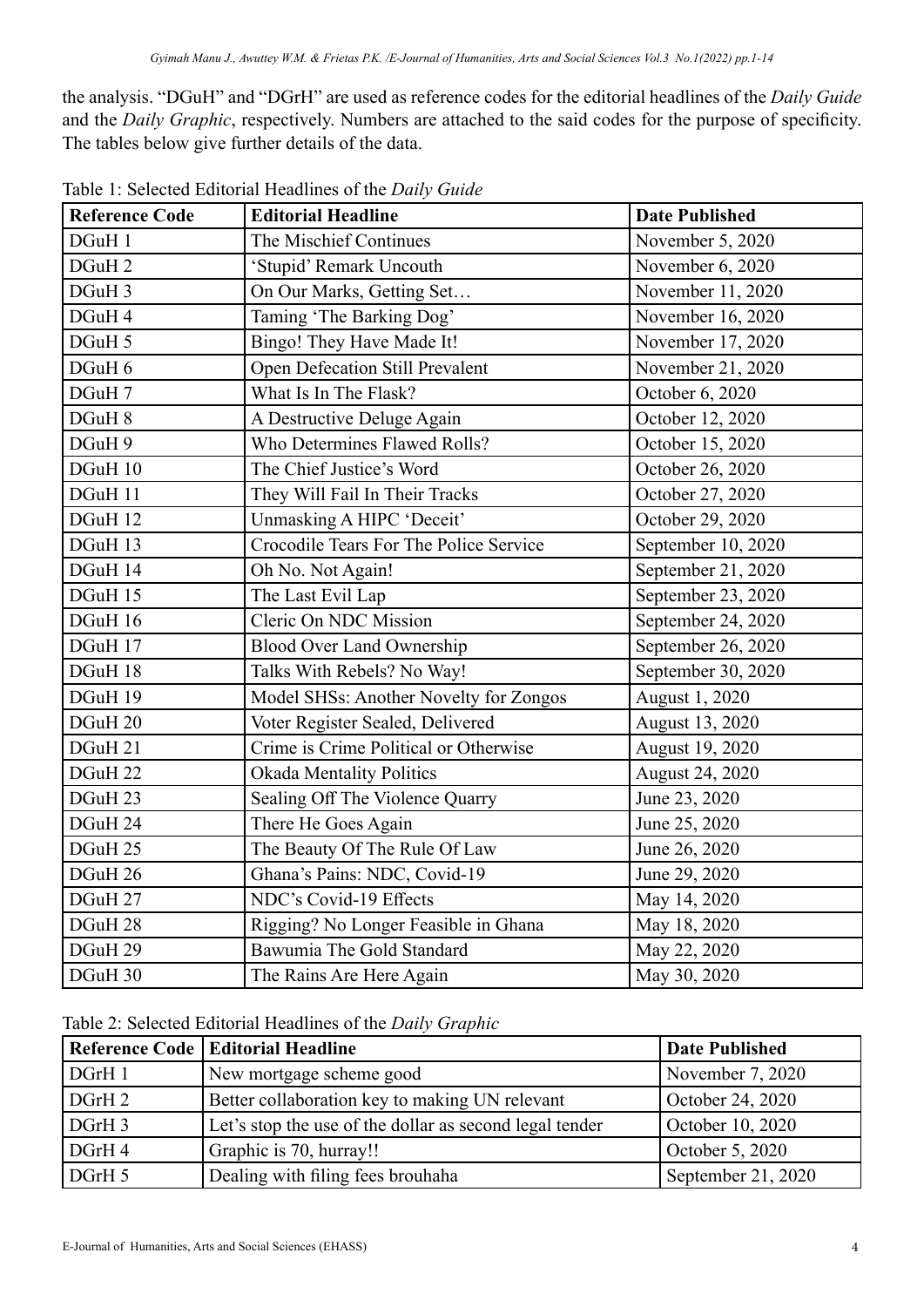the analysis. "DGuH" and "DGrH" are used as reference codes for the editorial headlines of the *Daily Guide* and the *Daily Graphic*, respectively. Numbers are attached to the said codes for the purpose of specificity. The tables below give further details of the data.

Table 1: Selected Editorial Headlines of the *Daily Guide*

| Reference Code | Editorial Headline | Date Published |
|---|---|---|
| DGuH 1 | The Mischief Continues | November 5, 2020 |
| DGuH 2 | 'Stupid' Remark Uncouth | November 6, 2020 |
| DGuH 3 | On Our Marks, Getting Set… | November 11, 2020 |
| DGuH 4 | Taming 'The Barking Dog' | November 16, 2020 |
| DGuH 5 | Bingo! They Have Made It! | November 17, 2020 |
| DGuH 6 | Open Defecation Still Prevalent | November 21, 2020 |
| DGuH 7 | What Is In The Flask? | October 6, 2020 |
| DGuH 8 | A Destructive Deluge Again | October 12, 2020 |
| DGuH 9 | Who Determines Flawed Rolls? | October 15, 2020 |
| DGuH 10 | The Chief Justice's Word | October 26, 2020 |
| DGuH 11 | They Will Fail In Their Tracks | October 27, 2020 |
| DGuH 12 | Unmasking A HIPC 'Deceit' | October 29, 2020 |
| DGuH 13 | Crocodile Tears For The Police Service | September 10, 2020 |
| DGuH 14 | Oh No. Not Again! | September 21, 2020 |
| DGuH 15 | The Last Evil Lap | September 23, 2020 |
| DGuH 16 | Cleric On NDC Mission | September 24, 2020 |
| DGuH 17 | Blood Over Land Ownership | September 26, 2020 |
| DGuH 18 | Talks With Rebels? No Way! | September 30, 2020 |
| DGuH 19 | Model SHSs: Another Novelty for Zongos | August 1, 2020 |
| DGuH 20 | Voter Register Sealed, Delivered | August 13, 2020 |
| DGuH 21 | Crime is Crime Political or Otherwise | August 19, 2020 |
| DGuH 22 | Okada Mentality Politics | August 24, 2020 |
| DGuH 23 | Sealing Off The Violence Quarry | June 23, 2020 |
| DGuH 24 | There He Goes Again | June 25, 2020 |
| DGuH 25 | The Beauty Of The Rule Of Law | June 26, 2020 |
| DGuH 26 | Ghana's Pains: NDC, Covid-19 | June 29, 2020 |
| DGuH 27 | NDC's Covid-19 Effects | May 14, 2020 |
| DGuH 28 | Rigging? No Longer Feasible in Ghana | May 18, 2020 |
| DGuH 29 | Bawumia The Gold Standard | May 22, 2020 |
| DGuH 30 | The Rains Are Here Again | May 30, 2020 |

Table 2: Selected Editorial Headlines of the *Daily Graphic*

| Reference Code | Editorial Headline | Date Published |
|---|---|---|
| DGrH 1 | New mortgage scheme good | November 7, 2020 |
| DGrH 2 | Better collaboration key to making UN relevant | October 24, 2020 |
| DGrH 3 | Let's stop the use of the dollar as second legal tender | October 10, 2020 |
| DGrH 4 | Graphic is 70, hurray!! | October 5, 2020 |
| DGrH 5 | Dealing with filing fees brouhaha | September 21, 2020 |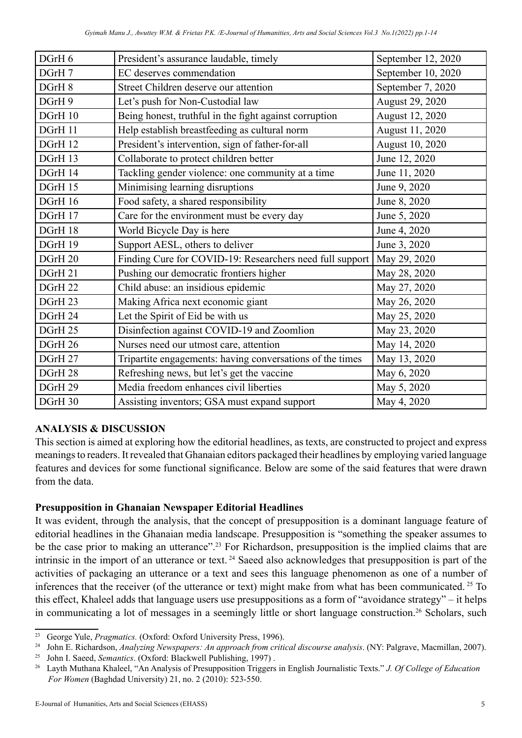| DGrH 6 | President's assurance laudable, timely | September 12, 2020 |
|---|---|---|
| DGrH 7 | EC deserves commendation | September 10, 2020 |
| DGrH 8 | Street Children deserve our attention | September 7, 2020 |
| DGrH 9 | Let's push for Non-Custodial law | August 29, 2020 |
| DGrH 10 | Being honest, truthful in the fight against corruption | August 12, 2020 |
| DGrH 11 | Help establish breastfeeding as cultural norm | August 11, 2020 |
| DGrH 12 | President's intervention, sign of father-for-all | August 10, 2020 |
| DGrH 13 | Collaborate to protect children better | June 12, 2020 |
| DGrH 14 | Tackling gender violence: one community at a time | June 11, 2020 |
| DGrH 15 | Minimising learning disruptions | June 9, 2020 |
| DGrH 16 | Food safety, a shared responsibility | June 8, 2020 |
| DGrH 17 | Care for the environment must be every day | June 5, 2020 |
| DGrH 18 | World Bicycle Day is here | June 4, 2020 |
| DGrH 19 | Support AESL, others to deliver | June 3, 2020 |
| DGrH 20 | Finding Cure for COVID-19: Researchers need full support | May 29, 2020 |
| DGrH 21 | Pushing our democratic frontiers higher | May 28, 2020 |
| DGrH 22 | Child abuse: an insidious epidemic | May 27, 2020 |
| DGrH 23 | Making Africa next economic giant | May 26, 2020 |
| DGrH 24 | Let the Spirit of Eid be with us | May 25, 2020 |
| DGrH 25 | Disinfection against COVID-19 and Zoomlion | May 23, 2020 |
| DGrH 26 | Nurses need our utmost care, attention | May 14, 2020 |
| DGrH 27 | Tripartite engagements: having conversations of the times | May 13, 2020 |
| DGrH 28 | Refreshing news, but let's get the vaccine | May 6, 2020 |
| DGrH 29 | Media freedom enhances civil liberties | May 5, 2020 |
| DGrH 30 | Assisting inventors; GSA must expand support | May 4, 2020 |

## ANALYSIS & DISCUSSION

This section is aimed at exploring how the editorial headlines, as texts, are constructed to project and express meanings to readers. It revealed that Ghanaian editors packaged their headlines by employing varied language features and devices for some functional significance. Below are some of the said features that were drawn from the data.

### Presupposition in Ghanaian Newspaper Editorial Headlines

It was evident, through the analysis, that the concept of presupposition is a dominant language feature of editorial headlines in the Ghanaian media landscape. Presupposition is "something the speaker assumes to be the case prior to making an utterance".[23] For Richardson, presupposition is the implied claims that are intrinsic in the import of an utterance or text.[24] Saeed also acknowledges that presupposition is part of the activities of packaging an utterance or a text and sees this language phenomenon as one of a number of inferences that the receiver (of the utterance or text) might make from what has been communicated.[25] To this effect, Khaleel adds that language users use presuppositions as a form of "avoidance strategy" – it helps in communicating a lot of messages in a seemingly little or short language construction.[26] Scholars, such

---

[23] George Yule, *Pragmatics.* (Oxford: Oxford University Press, 1996).

[24] John E. Richardson, *Analyzing Newspapers: An approach from critical discourse analysis*. (NY: Palgrave, Macmillan, 2007).

[25] John I. Saeed, *Semantics*. (Oxford: Blackwell Publishing, 1997) .

[26] Layth Muthana Khaleel, "An Analysis of Presupposition Triggers in English Journalistic Texts." *J. Of College of Education For Women* (Baghdad University) 21, no. 2 (2010): 523-550.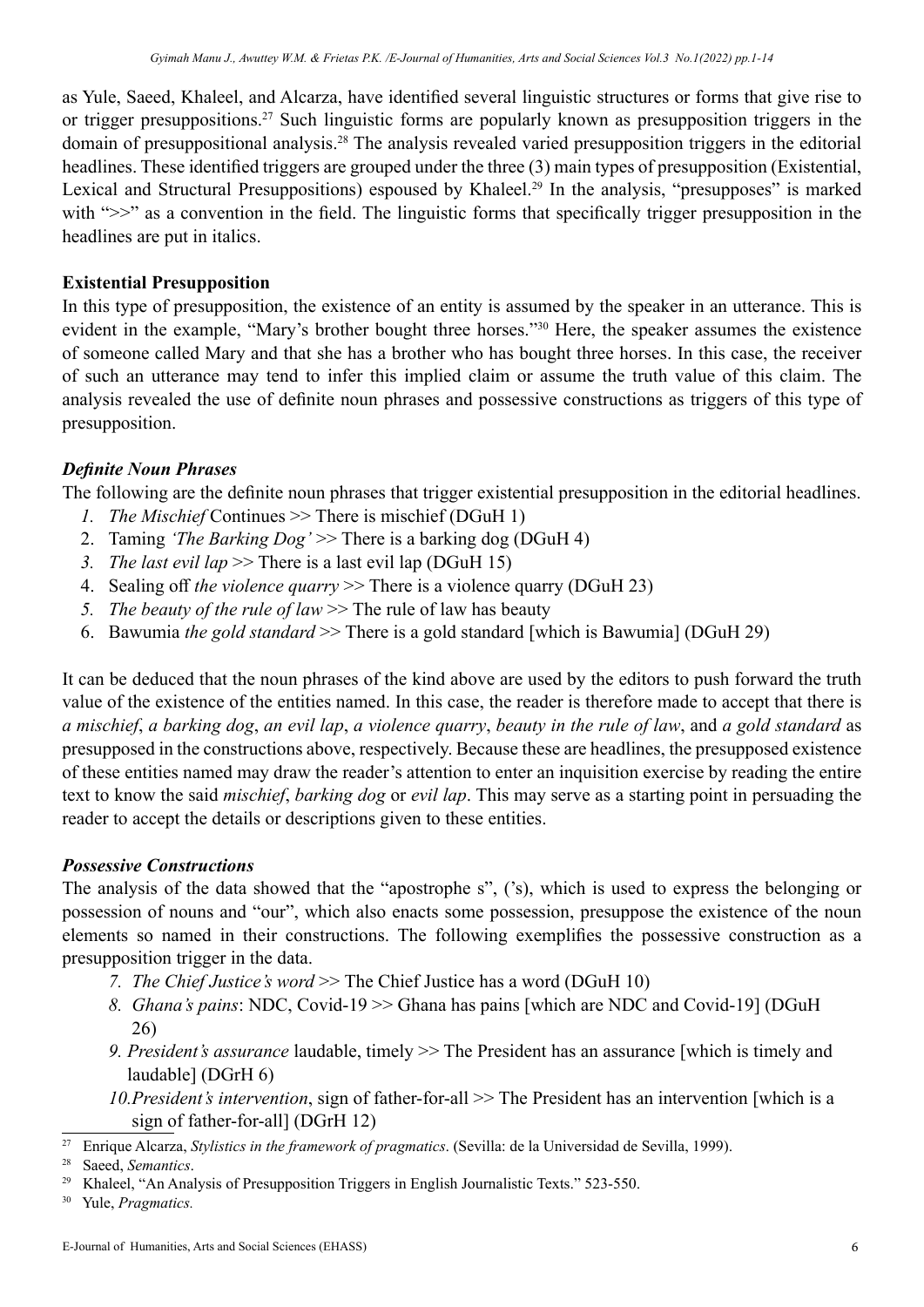as Yule, Saeed, Khaleel, and Alcarza, have identified several linguistic structures or forms that give rise to or trigger presuppositions.[27] Such linguistic forms are popularly known as presupposition triggers in the domain of presuppositional analysis.[28] The analysis revealed varied presupposition triggers in the editorial headlines. These identified triggers are grouped under the three (3) main types of presupposition (Existential, Lexical and Structural Presuppositions) espoused by Khaleel.[29] In the analysis, "presupposes" is marked with ">>" as a convention in the field. The linguistic forms that specifically trigger presupposition in the headlines are put in italics.

**Existential Presupposition**

In this type of presupposition, the existence of an entity is assumed by the speaker in an utterance. This is evident in the example, "Mary's brother bought three horses."[30] Here, the speaker assumes the existence of someone called Mary and that she has a brother who has bought three horses. In this case, the receiver of such an utterance may tend to infer this implied claim or assume the truth value of this claim. The analysis revealed the use of definite noun phrases and possessive constructions as triggers of this type of presupposition.

***Definite Noun Phrases***

The following are the definite noun phrases that trigger existential presupposition in the editorial headlines.

1. *The Mischief* Continues >> There is mischief (DGuH 1)
2. Taming *'The Barking Dog'* >> There is a barking dog (DGuH 4)
3. *The last evil lap* >> There is a last evil lap (DGuH 15)
4. Sealing off *the violence quarry* >> There is a violence quarry (DGuH 23)
5. *The beauty of the rule of law* >> The rule of law has beauty
6. Bawumia *the gold standard* >> There is a gold standard [which is Bawumia] (DGuH 29)

It can be deduced that the noun phrases of the kind above are used by the editors to push forward the truth value of the existence of the entities named. In this case, the reader is therefore made to accept that there is *a mischief*, *a barking dog*, *an evil lap*, *a violence quarry*, *beauty in the rule of law*, and *a gold standard* as presupposed in the constructions above, respectively. Because these are headlines, the presupposed existence of these entities named may draw the reader's attention to enter an inquisition exercise by reading the entire text to know the said *mischief*, *barking dog* or *evil lap*. This may serve as a starting point in persuading the reader to accept the details or descriptions given to these entities.

***Possessive Constructions***

The analysis of the data showed that the "apostrophe s", ('s), which is used to express the belonging or possession of nouns and "our", which also enacts some possession, presuppose the existence of the noun elements so named in their constructions. The following exemplifies the possessive construction as a presupposition trigger in the data.

7. *The Chief Justice's word* >> The Chief Justice has a word (DGuH 10)
8. *Ghana's pains*: NDC, Covid-19 >> Ghana has pains [which are NDC and Covid-19] (DGuH 26)
9. *President's assurance* laudable, timely >> The President has an assurance [which is timely and laudable] (DGrH 6)
10. *President's intervention*, sign of father-for-all >> The President has an intervention [which is a sign of father-for-all] (DGrH 12)

---

[27] Enrique Alcarza, *Stylistics in the framework of pragmatics*. (Sevilla: de la Universidad de Sevilla, 1999).

[28] Saeed, *Semantics*.

[29] Khaleel, "An Analysis of Presupposition Triggers in English Journalistic Texts." 523-550.

[30] Yule, *Pragmatics.*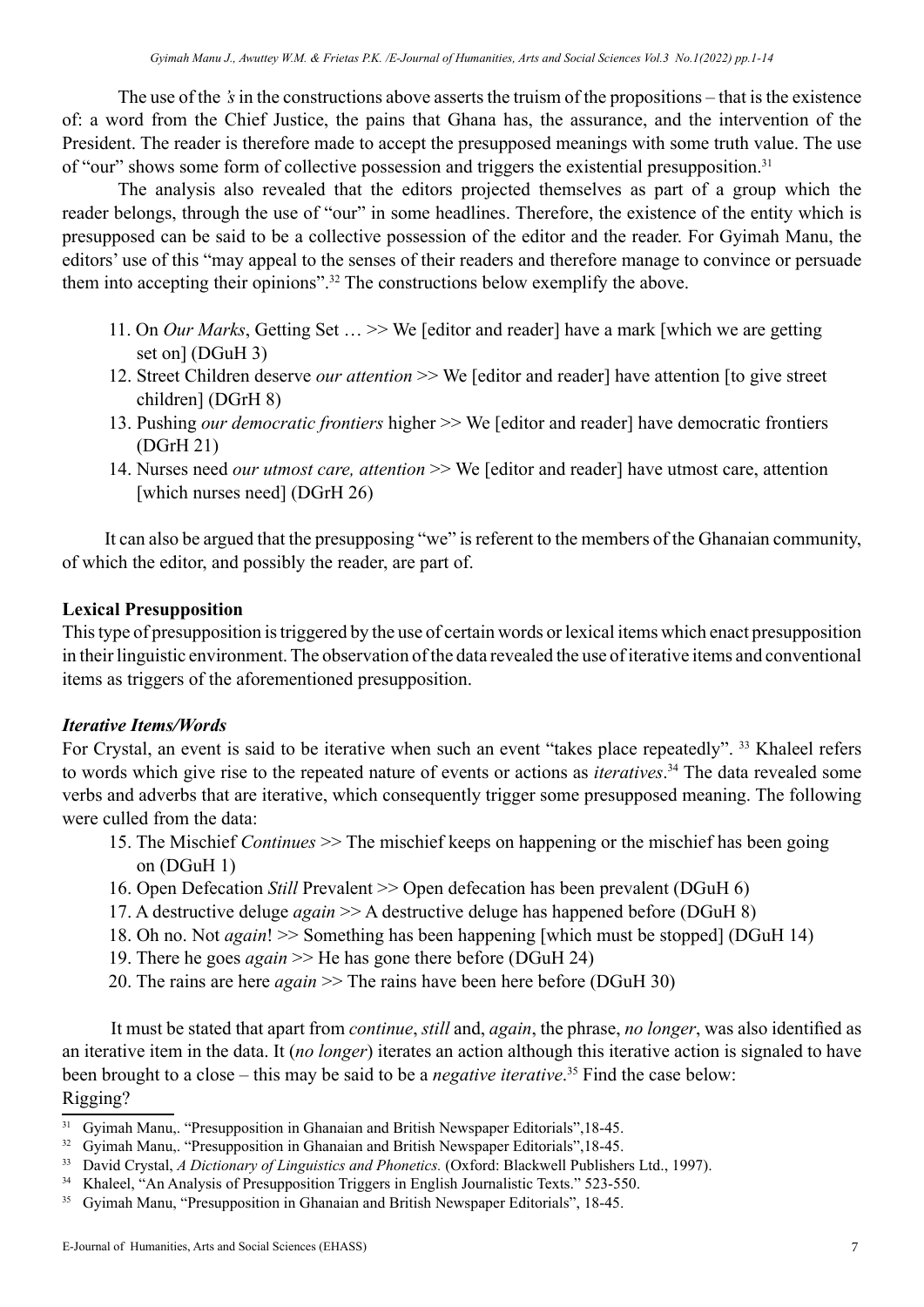The use of the *'s* in the constructions above asserts the truism of the propositions – that is the existence of: a word from the Chief Justice, the pains that Ghana has, the assurance, and the intervention of the President. The reader is therefore made to accept the presupposed meanings with some truth value. The use of "our" shows some form of collective possession and triggers the existential presupposition.[31]

The analysis also revealed that the editors projected themselves as part of a group which the reader belongs, through the use of "our" in some headlines. Therefore, the existence of the entity which is presupposed can be said to be a collective possession of the editor and the reader. For Gyimah Manu, the editors' use of this "may appeal to the senses of their readers and therefore manage to convince or persuade them into accepting their opinions".[32] The constructions below exemplify the above.

11. On *Our Marks*, Getting Set … >> We [editor and reader] have a mark [which we are getting set on] (DGuH 3)
12. Street Children deserve *our attention* >> We [editor and reader] have attention [to give street children] (DGrH 8)
13. Pushing *our democratic frontiers* higher >> We [editor and reader] have democratic frontiers (DGrH 21)
14. Nurses need *our utmost care, attention* >> We [editor and reader] have utmost care, attention [which nurses need] (DGrH 26)

It can also be argued that the presupposing "we" is referent to the members of the Ghanaian community, of which the editor, and possibly the reader, are part of.

**Lexical Presupposition**

This type of presupposition is triggered by the use of certain words or lexical items which enact presupposition in their linguistic environment. The observation of the data revealed the use of iterative items and conventional items as triggers of the aforementioned presupposition.

***Iterative Items/Words***

For Crystal, an event is said to be iterative when such an event "takes place repeatedly". [33] Khaleel refers to words which give rise to the repeated nature of events or actions as *iteratives*.[34] The data revealed some verbs and adverbs that are iterative, which consequently trigger some presupposed meaning. The following were culled from the data:

15. The Mischief *Continues* >> The mischief keeps on happening or the mischief has been going on (DGuH 1)
16. Open Defecation *Still* Prevalent >> Open defecation has been prevalent (DGuH 6)
17. A destructive deluge *again* >> A destructive deluge has happened before (DGuH 8)
18. Oh no. Not *again*! >> Something has been happening [which must be stopped] (DGuH 14)
19. There he goes *again* >> He has gone there before (DGuH 24)
20. The rains are here *again* >> The rains have been here before (DGuH 30)

It must be stated that apart from *continue*, *still* and, *again*, the phrase, *no longer*, was also identified as an iterative item in the data. It (*no longer*) iterates an action although this iterative action is signaled to have been brought to a close – this may be said to be a *negative iterative*.[35] Find the case below:
Rigging?

[31] Gyimah Manu,. "Presupposition in Ghanaian and British Newspaper Editorials",18-45.

[32] Gyimah Manu,. "Presupposition in Ghanaian and British Newspaper Editorials",18-45.

[33] David Crystal, *A Dictionary of Linguistics and Phonetics.* (Oxford: Blackwell Publishers Ltd., 1997).

[34] Khaleel, "An Analysis of Presupposition Triggers in English Journalistic Texts." 523-550.

[35] Gyimah Manu, "Presupposition in Ghanaian and British Newspaper Editorials", 18-45.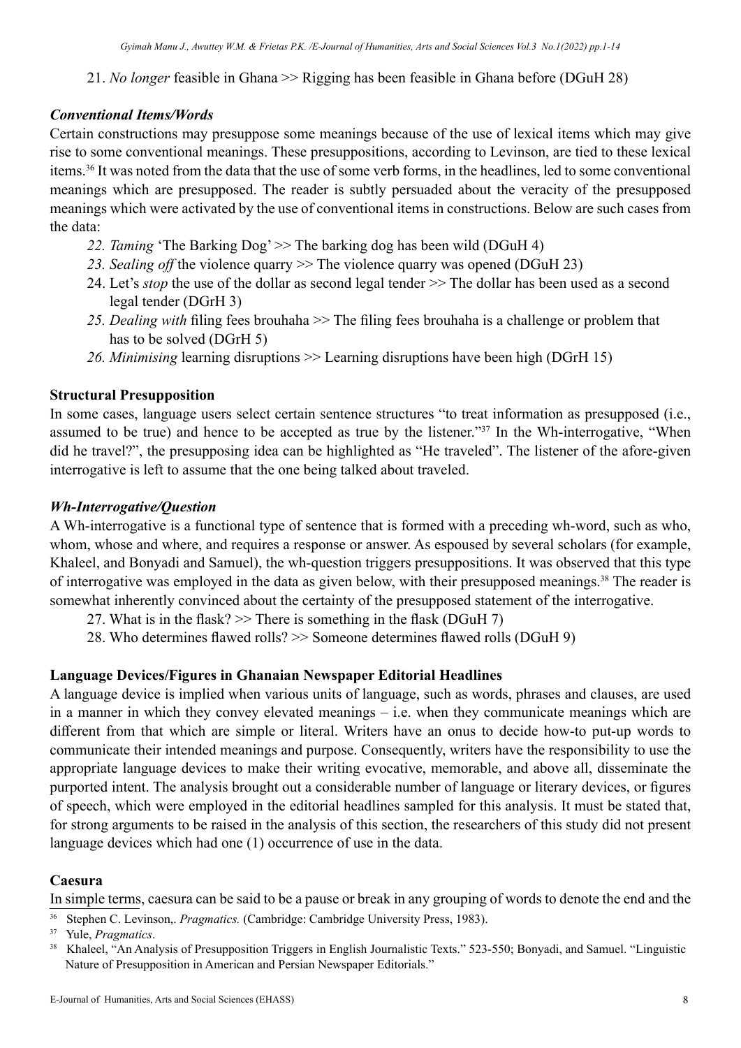21. *No longer* feasible in Ghana >> Rigging has been feasible in Ghana before (DGuH 28)

### *Conventional Items/Words*

Certain constructions may presuppose some meanings because of the use of lexical items which may give rise to some conventional meanings. These presuppositions, according to Levinson, are tied to these lexical items.[36] It was noted from the data that the use of some verb forms, in the headlines, led to some conventional meanings which are presupposed. The reader is subtly persuaded about the veracity of the presupposed meanings which were activated by the use of conventional items in constructions. Below are such cases from the data:

22. *Taming* 'The Barking Dog' >> The barking dog has been wild (DGuH 4)
23. *Sealing off* the violence quarry >> The violence quarry was opened (DGuH 23)
24. Let's *stop* the use of the dollar as second legal tender >> The dollar has been used as a second legal tender (DGrH 3)
25. *Dealing with* filing fees brouhaha >> The filing fees brouhaha is a challenge or problem that has to be solved (DGrH 5)
26. *Minimising* learning disruptions >> Learning disruptions have been high (DGrH 15)

### **Structural Presupposition**

In some cases, language users select certain sentence structures "to treat information as presupposed (i.e., assumed to be true) and hence to be accepted as true by the listener."[37] In the Wh-interrogative, "When did he travel?", the presupposing idea can be highlighted as "He traveled". The listener of the afore-given interrogative is left to assume that the one being talked about traveled.

### *Wh-Interrogative/Question*

A Wh-interrogative is a functional type of sentence that is formed with a preceding wh-word, such as who, whom, whose and where, and requires a response or answer. As espoused by several scholars (for example, Khaleel, and Bonyadi and Samuel), the wh-question triggers presuppositions. It was observed that this type of interrogative was employed in the data as given below, with their presupposed meanings.[38] The reader is somewhat inherently convinced about the certainty of the presupposed statement of the interrogative.

27. What is in the flask? >> There is something in the flask (DGuH 7)
28. Who determines flawed rolls? >> Someone determines flawed rolls (DGuH 9)

### **Language Devices/Figures in Ghanaian Newspaper Editorial Headlines**

A language device is implied when various units of language, such as words, phrases and clauses, are used in a manner in which they convey elevated meanings – i.e. when they communicate meanings which are different from that which are simple or literal. Writers have an onus to decide how-to put-up words to communicate their intended meanings and purpose. Consequently, writers have the responsibility to use the appropriate language devices to make their writing evocative, memorable, and above all, disseminate the purported intent. The analysis brought out a considerable number of language or literary devices, or figures of speech, which were employed in the editorial headlines sampled for this analysis. It must be stated that, for strong arguments to be raised in the analysis of this section, the researchers of this study did not present language devices which had one (1) occurrence of use in the data.

### **Caesura**

In simple terms, caesura can be said to be a pause or break in any grouping of words to denote the end and the

---

[36] Stephen C. Levinson,. *Pragmatics.* (Cambridge: Cambridge University Press, 1983).

[37] Yule, *Pragmatics*.

[38] Khaleel, "An Analysis of Presupposition Triggers in English Journalistic Texts." 523-550; Bonyadi, and Samuel. "Linguistic Nature of Presupposition in American and Persian Newspaper Editorials."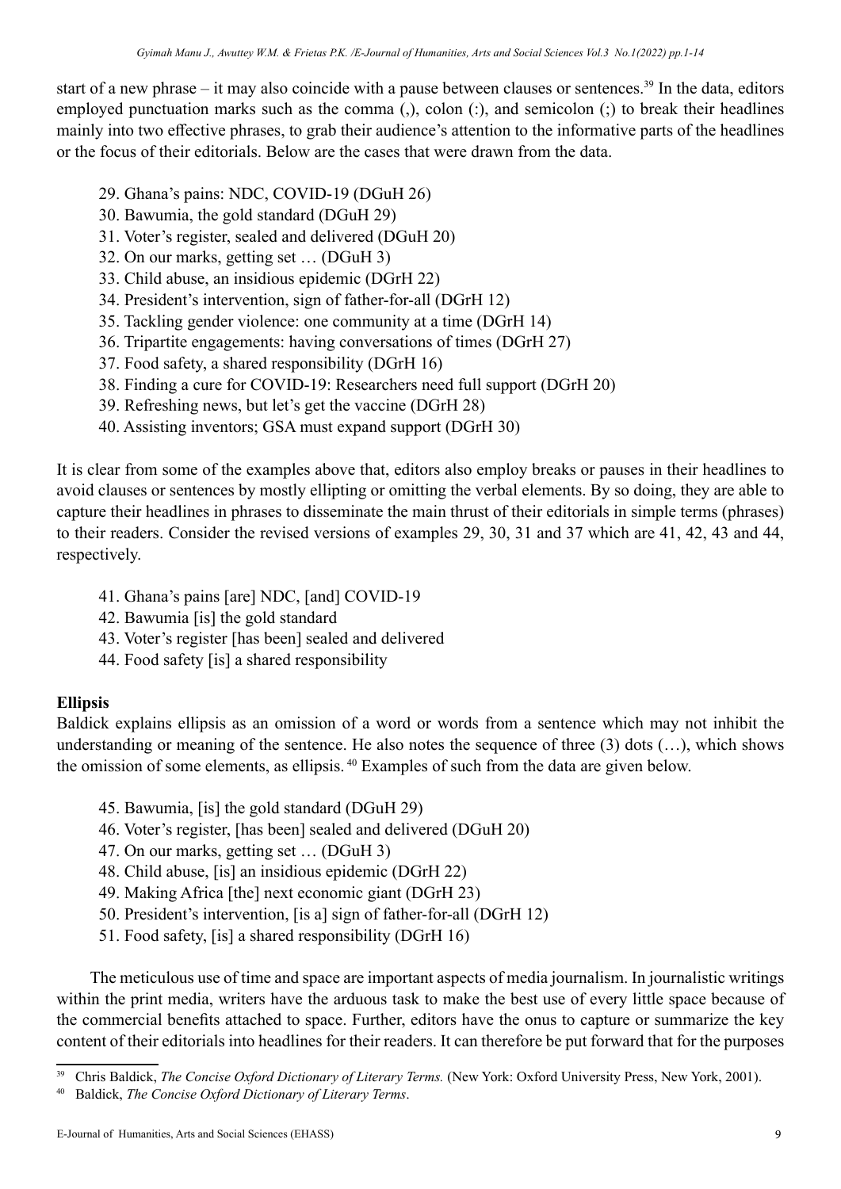start of a new phrase – it may also coincide with a pause between clauses or sentences.[39] In the data, editors employed punctuation marks such as the comma (,), colon (:), and semicolon (;) to break their headlines mainly into two effective phrases, to grab their audience's attention to the informative parts of the headlines or the focus of their editorials. Below are the cases that were drawn from the data.

29. Ghana's pains: NDC, COVID-19 (DGuH 26)
30. Bawumia, the gold standard (DGuH 29)
31. Voter's register, sealed and delivered (DGuH 20)
32. On our marks, getting set … (DGuH 3)
33. Child abuse, an insidious epidemic (DGrH 22)
34. President's intervention, sign of father-for-all (DGrH 12)
35. Tackling gender violence: one community at a time (DGrH 14)
36. Tripartite engagements: having conversations of times (DGrH 27)
37. Food safety, a shared responsibility (DGrH 16)
38. Finding a cure for COVID-19: Researchers need full support (DGrH 20)
39. Refreshing news, but let's get the vaccine (DGrH 28)
40. Assisting inventors; GSA must expand support (DGrH 30)

It is clear from some of the examples above that, editors also employ breaks or pauses in their headlines to avoid clauses or sentences by mostly ellipting or omitting the verbal elements. By so doing, they are able to capture their headlines in phrases to disseminate the main thrust of their editorials in simple terms (phrases) to their readers. Consider the revised versions of examples 29, 30, 31 and 37 which are 41, 42, 43 and 44, respectively.

41. Ghana's pains [are] NDC, [and] COVID-19
42. Bawumia [is] the gold standard
43. Voter's register [has been] sealed and delivered
44. Food safety [is] a shared responsibility

**Ellipsis**

Baldick explains ellipsis as an omission of a word or words from a sentence which may not inhibit the understanding or meaning of the sentence. He also notes the sequence of three (3) dots (…), which shows the omission of some elements, as ellipsis.[40] Examples of such from the data are given below.

45. Bawumia, [is] the gold standard (DGuH 29)
46. Voter's register, [has been] sealed and delivered (DGuH 20)
47. On our marks, getting set … (DGuH 3)
48. Child abuse, [is] an insidious epidemic (DGrH 22)
49. Making Africa [the] next economic giant (DGrH 23)
50. President's intervention, [is a] sign of father-for-all (DGrH 12)
51. Food safety, [is] a shared responsibility (DGrH 16)

The meticulous use of time and space are important aspects of media journalism. In journalistic writings within the print media, writers have the arduous task to make the best use of every little space because of the commercial benefits attached to space. Further, editors have the onus to capture or summarize the key content of their editorials into headlines for their readers. It can therefore be put forward that for the purposes

---

[39] Chris Baldick, *The Concise Oxford Dictionary of Literary Terms.* (New York: Oxford University Press, New York, 2001).

[40] Baldick, *The Concise Oxford Dictionary of Literary Terms*.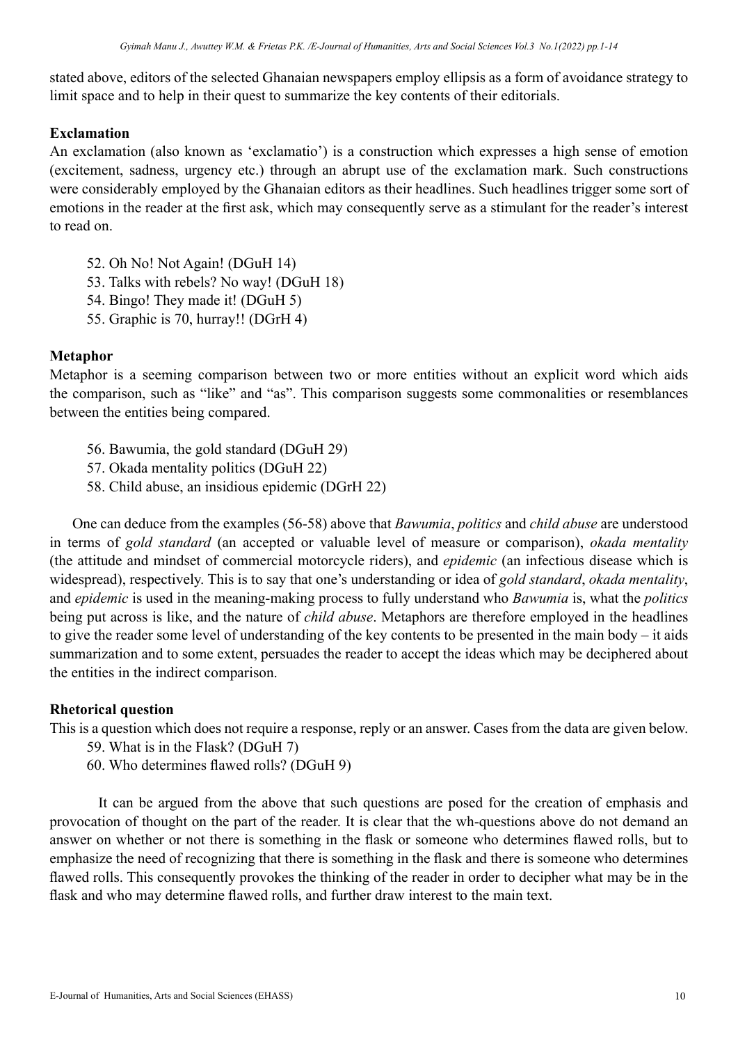stated above, editors of the selected Ghanaian newspapers employ ellipsis as a form of avoidance strategy to limit space and to help in their quest to summarize the key contents of their editorials.

**Exclamation**

An exclamation (also known as 'exclamatio') is a construction which expresses a high sense of emotion (excitement, sadness, urgency etc.) through an abrupt use of the exclamation mark. Such constructions were considerably employed by the Ghanaian editors as their headlines. Such headlines trigger some sort of emotions in the reader at the first ask, which may consequently serve as a stimulant for the reader's interest to read on.

52. Oh No! Not Again! (DGuH 14)
53. Talks with rebels? No way! (DGuH 18)
54. Bingo! They made it! (DGuH 5)
55. Graphic is 70, hurray!! (DGrH 4)

**Metaphor**

Metaphor is a seeming comparison between two or more entities without an explicit word which aids the comparison, such as "like" and "as". This comparison suggests some commonalities or resemblances between the entities being compared.

56. Bawumia, the gold standard (DGuH 29)
57. Okada mentality politics (DGuH 22)
58. Child abuse, an insidious epidemic (DGrH 22)

One can deduce from the examples (56-58) above that *Bawumia*, *politics* and *child abuse* are understood in terms of *gold standard* (an accepted or valuable level of measure or comparison), *okada mentality* (the attitude and mindset of commercial motorcycle riders), and *epidemic* (an infectious disease which is widespread), respectively. This is to say that one's understanding or idea of *gold standard*, *okada mentality*, and *epidemic* is used in the meaning-making process to fully understand who *Bawumia* is, what the *politics* being put across is like, and the nature of *child abuse*. Metaphors are therefore employed in the headlines to give the reader some level of understanding of the key contents to be presented in the main body – it aids summarization and to some extent, persuades the reader to accept the ideas which may be deciphered about the entities in the indirect comparison.

**Rhetorical question**

This is a question which does not require a response, reply or an answer. Cases from the data are given below.

59. What is in the Flask? (DGuH 7)
60. Who determines flawed rolls? (DGuH 9)

It can be argued from the above that such questions are posed for the creation of emphasis and provocation of thought on the part of the reader. It is clear that the wh-questions above do not demand an answer on whether or not there is something in the flask or someone who determines flawed rolls, but to emphasize the need of recognizing that there is something in the flask and there is someone who determines flawed rolls. This consequently provokes the thinking of the reader in order to decipher what may be in the flask and who may determine flawed rolls, and further draw interest to the main text.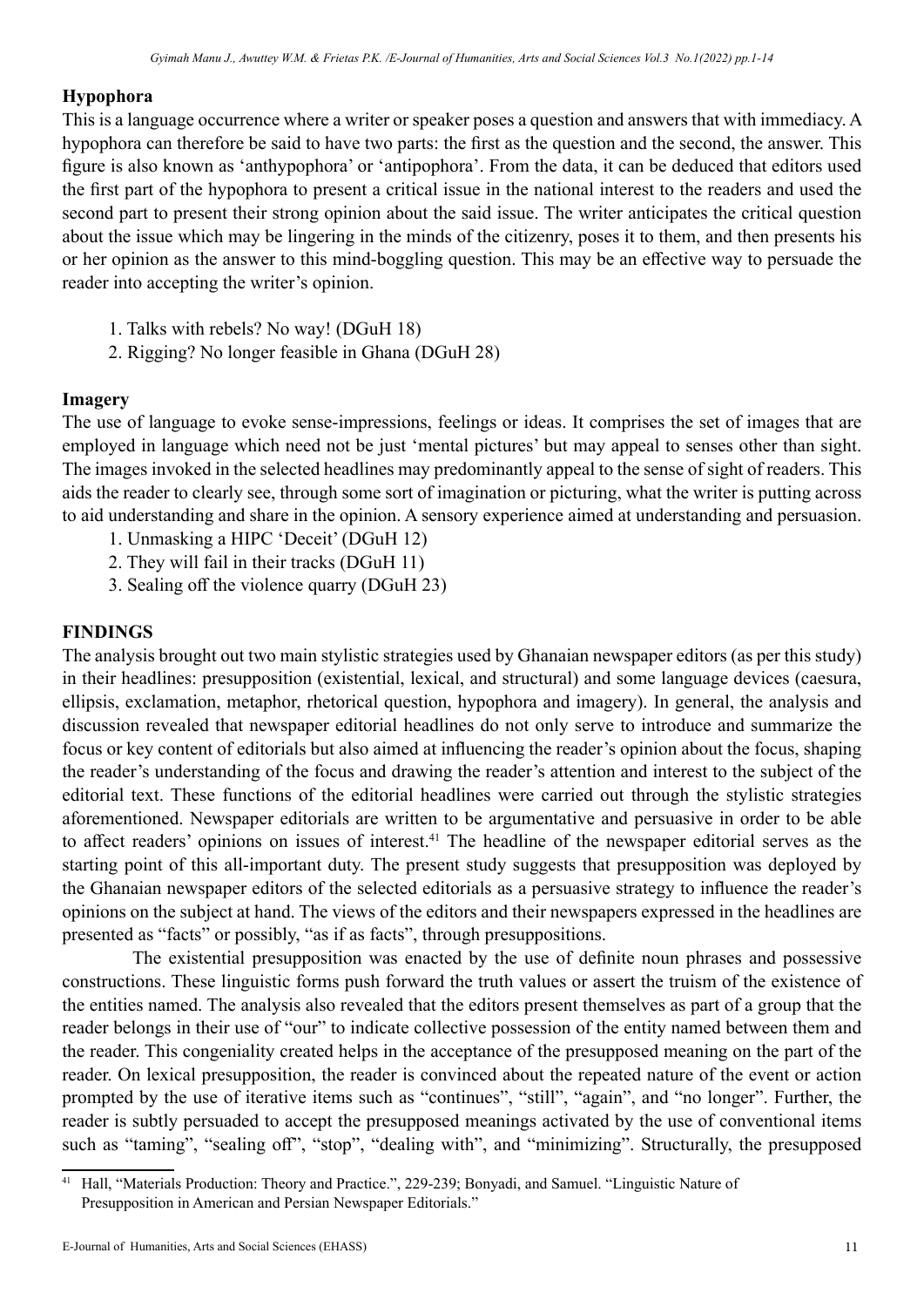### Hypophora

This is a language occurrence where a writer or speaker poses a question and answers that with immediacy. A hypophora can therefore be said to have two parts: the first as the question and the second, the answer. This figure is also known as 'anthypophora' or 'antipophora'. From the data, it can be deduced that editors used the first part of the hypophora to present a critical issue in the national interest to the readers and used the second part to present their strong opinion about the said issue. The writer anticipates the critical question about the issue which may be lingering in the minds of the citizenry, poses it to them, and then presents his or her opinion as the answer to this mind-boggling question. This may be an effective way to persuade the reader into accepting the writer's opinion.

1. Talks with rebels? No way! (DGuH 18)
2. Rigging? No longer feasible in Ghana (DGuH 28)

### Imagery

The use of language to evoke sense-impressions, feelings or ideas. It comprises the set of images that are employed in language which need not be just 'mental pictures' but may appeal to senses other than sight. The images invoked in the selected headlines may predominantly appeal to the sense of sight of readers. This aids the reader to clearly see, through some sort of imagination or picturing, what the writer is putting across to aid understanding and share in the opinion. A sensory experience aimed at understanding and persuasion.

1. Unmasking a HIPC 'Deceit' (DGuH 12)
2. They will fail in their tracks (DGuH 11)
3. Sealing off the violence quarry (DGuH 23)

## FINDINGS

The analysis brought out two main stylistic strategies used by Ghanaian newspaper editors (as per this study) in their headlines: presupposition (existential, lexical, and structural) and some language devices (caesura, ellipsis, exclamation, metaphor, rhetorical question, hypophora and imagery). In general, the analysis and discussion revealed that newspaper editorial headlines do not only serve to introduce and summarize the focus or key content of editorials but also aimed at influencing the reader's opinion about the focus, shaping the reader's understanding of the focus and drawing the reader's attention and interest to the subject of the editorial text. These functions of the editorial headlines were carried out through the stylistic strategies aforementioned. Newspaper editorials are written to be argumentative and persuasive in order to be able to affect readers' opinions on issues of interest.[41] The headline of the newspaper editorial serves as the starting point of this all-important duty. The present study suggests that presupposition was deployed by the Ghanaian newspaper editors of the selected editorials as a persuasive strategy to influence the reader's opinions on the subject at hand. The views of the editors and their newspapers expressed in the headlines are presented as "facts" or possibly, "as if as facts", through presuppositions.

The existential presupposition was enacted by the use of definite noun phrases and possessive constructions. These linguistic forms push forward the truth values or assert the truism of the existence of the entities named. The analysis also revealed that the editors present themselves as part of a group that the reader belongs in their use of "our" to indicate collective possession of the entity named between them and the reader. This congeniality created helps in the acceptance of the presupposed meaning on the part of the reader. On lexical presupposition, the reader is convinced about the repeated nature of the event or action prompted by the use of iterative items such as "continues", "still", "again", and "no longer". Further, the reader is subtly persuaded to accept the presupposed meanings activated by the use of conventional items such as "taming", "sealing off", "stop", "dealing with", and "minimizing". Structurally, the presupposed

[41] Hall, "Materials Production: Theory and Practice.", 229-239; Bonyadi, and Samuel. "Linguistic Nature of Presupposition in American and Persian Newspaper Editorials."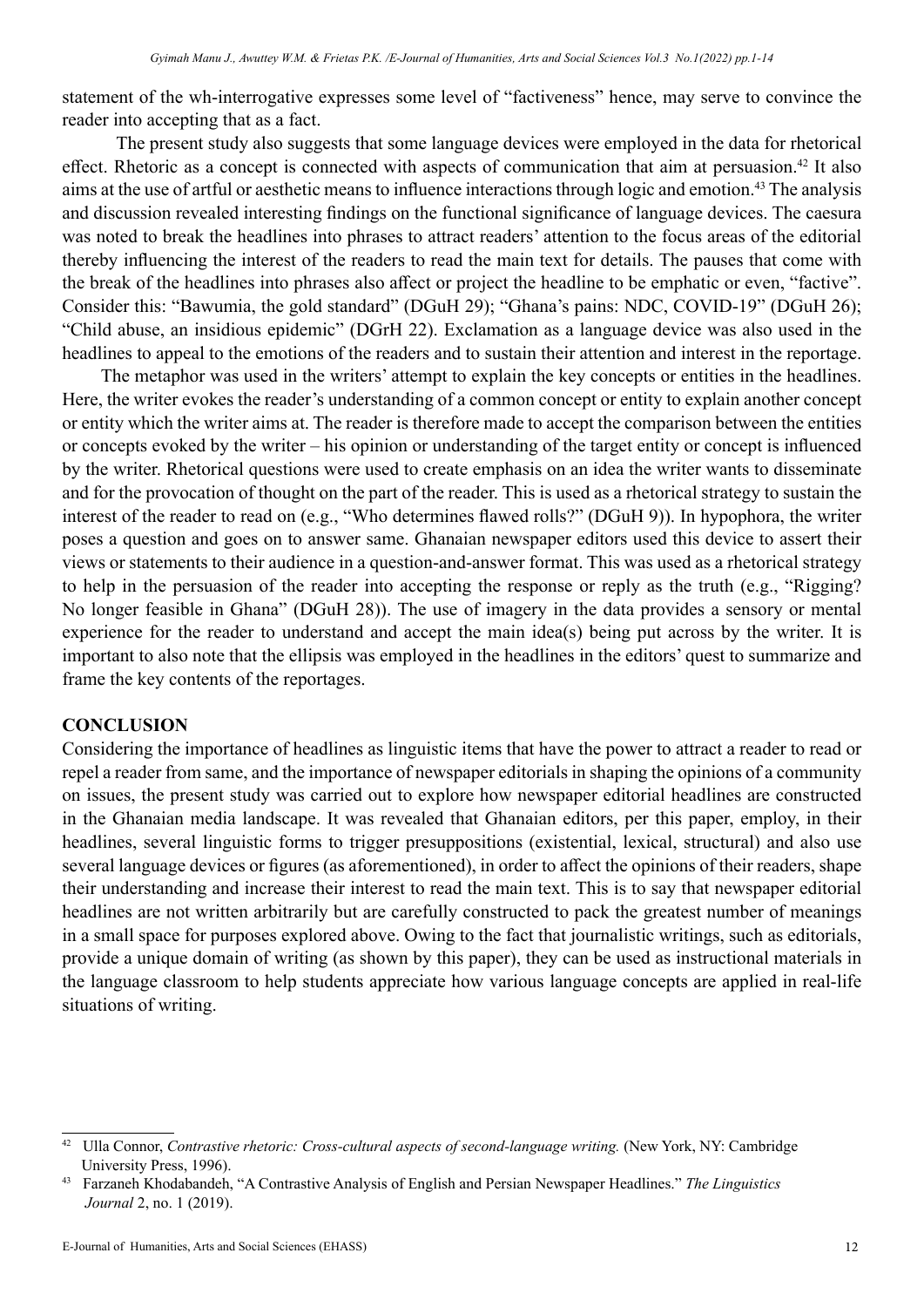statement of the wh-interrogative expresses some level of "factiveness" hence, may serve to convince the reader into accepting that as a fact.

The present study also suggests that some language devices were employed in the data for rhetorical effect. Rhetoric as a concept is connected with aspects of communication that aim at persuasion.[42] It also aims at the use of artful or aesthetic means to influence interactions through logic and emotion.[43] The analysis and discussion revealed interesting findings on the functional significance of language devices. The caesura was noted to break the headlines into phrases to attract readers' attention to the focus areas of the editorial thereby influencing the interest of the readers to read the main text for details. The pauses that come with the break of the headlines into phrases also affect or project the headline to be emphatic or even, "factive". Consider this: "Bawumia, the gold standard" (DGuH 29); "Ghana's pains: NDC, COVID-19" (DGuH 26); "Child abuse, an insidious epidemic" (DGrH 22). Exclamation as a language device was also used in the headlines to appeal to the emotions of the readers and to sustain their attention and interest in the reportage.

The metaphor was used in the writers' attempt to explain the key concepts or entities in the headlines. Here, the writer evokes the reader's understanding of a common concept or entity to explain another concept or entity which the writer aims at. The reader is therefore made to accept the comparison between the entities or concepts evoked by the writer – his opinion or understanding of the target entity or concept is influenced by the writer. Rhetorical questions were used to create emphasis on an idea the writer wants to disseminate and for the provocation of thought on the part of the reader. This is used as a rhetorical strategy to sustain the interest of the reader to read on (e.g., "Who determines flawed rolls?" (DGuH 9)). In hypophora, the writer poses a question and goes on to answer same. Ghanaian newspaper editors used this device to assert their views or statements to their audience in a question-and-answer format. This was used as a rhetorical strategy to help in the persuasion of the reader into accepting the response or reply as the truth (e.g., "Rigging? No longer feasible in Ghana" (DGuH 28)). The use of imagery in the data provides a sensory or mental experience for the reader to understand and accept the main idea(s) being put across by the writer. It is important to also note that the ellipsis was employed in the headlines in the editors' quest to summarize and frame the key contents of the reportages.

## CONCLUSION

Considering the importance of headlines as linguistic items that have the power to attract a reader to read or repel a reader from same, and the importance of newspaper editorials in shaping the opinions of a community on issues, the present study was carried out to explore how newspaper editorial headlines are constructed in the Ghanaian media landscape. It was revealed that Ghanaian editors, per this paper, employ, in their headlines, several linguistic forms to trigger presuppositions (existential, lexical, structural) and also use several language devices or figures (as aforementioned), in order to affect the opinions of their readers, shape their understanding and increase their interest to read the main text. This is to say that newspaper editorial headlines are not written arbitrarily but are carefully constructed to pack the greatest number of meanings in a small space for purposes explored above. Owing to the fact that journalistic writings, such as editorials, provide a unique domain of writing (as shown by this paper), they can be used as instructional materials in the language classroom to help students appreciate how various language concepts are applied in real-life situations of writing.

---

[42] Ulla Connor, *Contrastive rhetoric: Cross-cultural aspects of second-language writing.* (New York, NY: Cambridge University Press, 1996).

[43] Farzaneh Khodabandeh, "A Contrastive Analysis of English and Persian Newspaper Headlines." *The Linguistics Journal* 2, no. 1 (2019).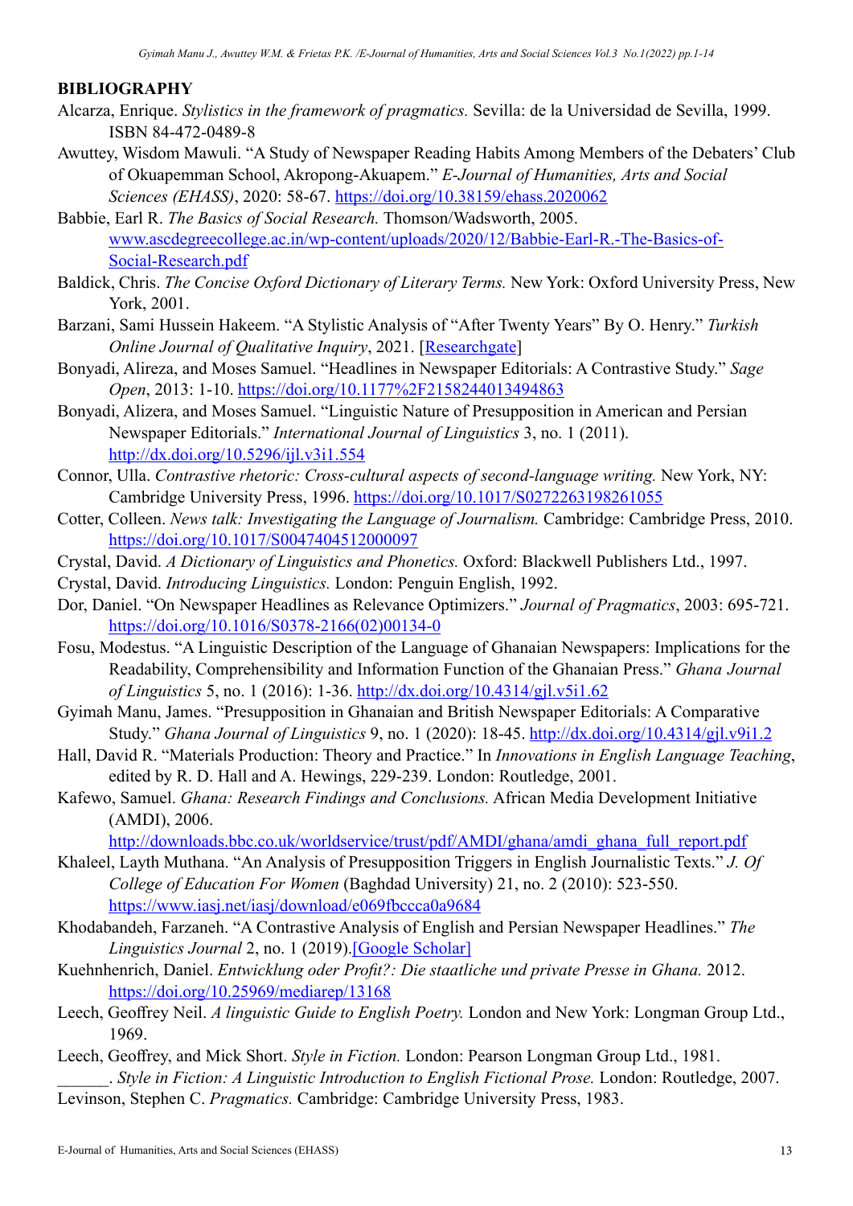## BIBLIOGRAPHY

Alcarza, Enrique. *Stylistics in the framework of pragmatics.* Sevilla: de la Universidad de Sevilla, 1999. ISBN 84-472-0489-8

Awuttey, Wisdom Mawuli. "A Study of Newspaper Reading Habits Among Members of the Debaters' Club of Okuapemman School, Akropong-Akuapem." *E-Journal of Humanities, Arts and Social Sciences (EHASS)*, 2020: 58-67. https://doi.org/10.38159/ehass.2020062

Babbie, Earl R. *The Basics of Social Research.* Thomson/Wadsworth, 2005. www.ascdegreecollege.ac.in/wp-content/uploads/2020/12/Babbie-Earl-R.-The-Basics-of-Social-Research.pdf

Baldick, Chris. *The Concise Oxford Dictionary of Literary Terms.* New York: Oxford University Press, New York, 2001.

Barzani, Sami Hussein Hakeem. "A Stylistic Analysis of "After Twenty Years" By O. Henry." *Turkish Online Journal of Qualitative Inquiry*, 2021. [Researchgate]

Bonyadi, Alireza, and Moses Samuel. "Headlines in Newspaper Editorials: A Contrastive Study." *Sage Open*, 2013: 1-10. https://doi.org/10.1177%2F2158244013494863

Bonyadi, Alizera, and Moses Samuel. "Linguistic Nature of Presupposition in American and Persian Newspaper Editorials." *International Journal of Linguistics* 3, no. 1 (2011). http://dx.doi.org/10.5296/ijl.v3i1.554

Connor, Ulla. *Contrastive rhetoric: Cross-cultural aspects of second-language writing.* New York, NY: Cambridge University Press, 1996. https://doi.org/10.1017/S0272263198261055

Cotter, Colleen. *News talk: Investigating the Language of Journalism.* Cambridge: Cambridge Press, 2010. https://doi.org/10.1017/S0047404512000097

Crystal, David. *A Dictionary of Linguistics and Phonetics.* Oxford: Blackwell Publishers Ltd., 1997.

Crystal, David. *Introducing Linguistics.* London: Penguin English, 1992.

Dor, Daniel. "On Newspaper Headlines as Relevance Optimizers." *Journal of Pragmatics*, 2003: 695-721. https://doi.org/10.1016/S0378-2166(02)00134-0

Fosu, Modestus. "A Linguistic Description of the Language of Ghanaian Newspapers: Implications for the Readability, Comprehensibility and Information Function of the Ghanaian Press." *Ghana Journal of Linguistics* 5, no. 1 (2016): 1-36. http://dx.doi.org/10.4314/gjl.v5i1.62

Gyimah Manu, James. "Presupposition in Ghanaian and British Newspaper Editorials: A Comparative Study." *Ghana Journal of Linguistics* 9, no. 1 (2020): 18-45. http://dx.doi.org/10.4314/gjl.v9i1.2

Hall, David R. "Materials Production: Theory and Practice." In *Innovations in English Language Teaching*, edited by R. D. Hall and A. Hewings, 229-239. London: Routledge, 2001.

Kafewo, Samuel. *Ghana: Research Findings and Conclusions.* African Media Development Initiative (AMDI), 2006. http://downloads.bbc.co.uk/worldservice/trust/pdf/AMDI/ghana/amdi_ghana_full_report.pdf

Khaleel, Layth Muthana. "An Analysis of Presupposition Triggers in English Journalistic Texts." *J. Of College of Education For Women* (Baghdad University) 21, no. 2 (2010): 523-550. https://www.iasj.net/iasj/download/e069fbccca0a9684

Khodabandeh, Farzaneh. "A Contrastive Analysis of English and Persian Newspaper Headlines." *The Linguistics Journal* 2, no. 1 (2019).[Google Scholar]

Kuehnhenrich, Daniel. *Entwicklung oder Profit?: Die staatliche und private Presse in Ghana.* 2012. https://doi.org/10.25969/mediarep/13168

Leech, Geoffrey Neil. *A linguistic Guide to English Poetry.* London and New York: Longman Group Ltd., 1969.

Leech, Geoffrey, and Mick Short. *Style in Fiction.* London: Pearson Longman Group Ltd., 1981.

______. *Style in Fiction: A Linguistic Introduction to English Fictional Prose.* London: Routledge, 2007.

Levinson, Stephen C. *Pragmatics.* Cambridge: Cambridge University Press, 1983.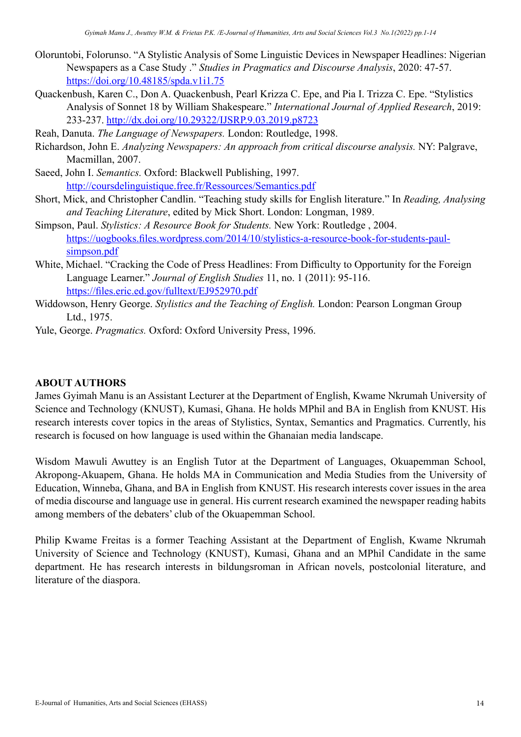Oloruntobi, Folorunso. "A Stylistic Analysis of Some Linguistic Devices in Newspaper Headlines: Nigerian Newspapers as a Case Study ." *Studies in Pragmatics and Discourse Analysis*, 2020: 47-57. https://doi.org/10.48185/spda.v1i1.75

Quackenbush, Karen C., Don A. Quackenbush, Pearl Krizza C. Epe, and Pia I. Trizza C. Epe. "Stylistics Analysis of Sonnet 18 by William Shakespeare." *International Journal of Applied Research*, 2019: 233-237. http://dx.doi.org/10.29322/IJSRP.9.03.2019.p8723

Reah, Danuta. *The Language of Newspapers.* London: Routledge, 1998.

Richardson, John E. *Analyzing Newspapers: An approach from critical discourse analysis.* NY: Palgrave, Macmillan, 2007.

Saeed, John I. *Semantics.* Oxford: Blackwell Publishing, 1997. http://coursdelinguistique.free.fr/Ressources/Semantics.pdf

Short, Mick, and Christopher Candlin. "Teaching study skills for English literature." In *Reading, Analysing and Teaching Literature*, edited by Mick Short. London: Longman, 1989.

Simpson, Paul. *Stylistics: A Resource Book for Students.* New York: Routledge , 2004. https://uogbooks.files.wordpress.com/2014/10/stylistics-a-resource-book-for-students-paul-simpson.pdf

White, Michael. "Cracking the Code of Press Headlines: From Difficulty to Opportunity for the Foreign Language Learner." *Journal of English Studies* 11, no. 1 (2011): 95-116. https://files.eric.ed.gov/fulltext/EJ952970.pdf

Widdowson, Henry George. *Stylistics and the Teaching of English.* London: Pearson Longman Group Ltd., 1975.

Yule, George. *Pragmatics.* Oxford: Oxford University Press, 1996.

## ABOUT AUTHORS

James Gyimah Manu is an Assistant Lecturer at the Department of English, Kwame Nkrumah University of Science and Technology (KNUST), Kumasi, Ghana. He holds MPhil and BA in English from KNUST. His research interests cover topics in the areas of Stylistics, Syntax, Semantics and Pragmatics. Currently, his research is focused on how language is used within the Ghanaian media landscape.

Wisdom Mawuli Awuttey is an English Tutor at the Department of Languages, Okuapemman School, Akropong-Akuapem, Ghana. He holds MA in Communication and Media Studies from the University of Education, Winneba, Ghana, and BA in English from KNUST. His research interests cover issues in the area of media discourse and language use in general. His current research examined the newspaper reading habits among members of the debaters' club of the Okuapemman School.

Philip Kwame Freitas is a former Teaching Assistant at the Department of English, Kwame Nkrumah University of Science and Technology (KNUST), Kumasi, Ghana and an MPhil Candidate in the same department. He has research interests in bildungsroman in African novels, postcolonial literature, and literature of the diaspora.